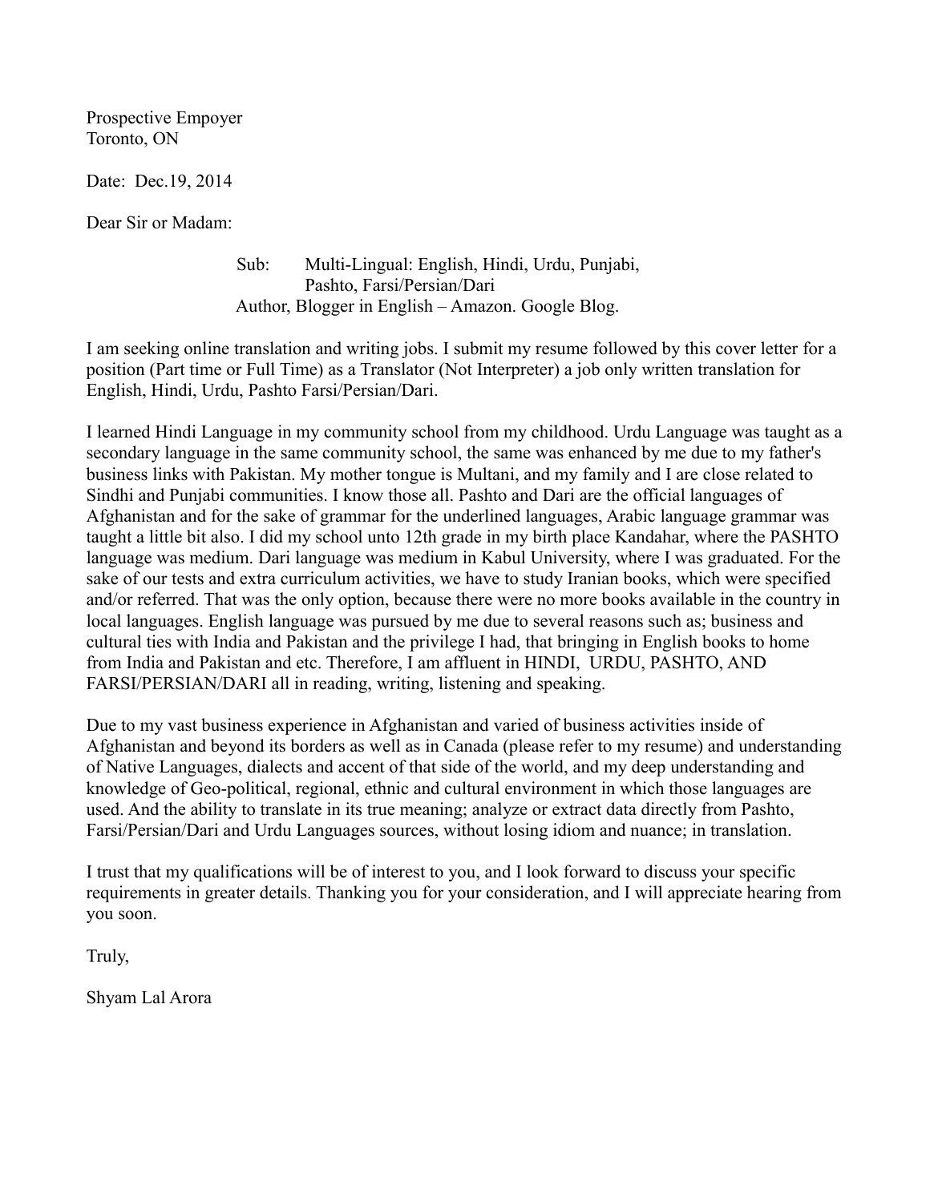Prospective Empoyer
Toronto, ON

Date: Dec.19, 2014

Dear Sir or Madam:

Sub: Multi-Lingual: English, Hindi, Urdu, Punjabi, Pashto, Farsi/Persian/Dari
Author, Blogger in English – Amazon. Google Blog.

I am seeking online translation and writing jobs. I submit my resume followed by this cover letter for a position (Part time or Full Time) as a Translator (Not Interpreter) a job only written translation for English, Hindi, Urdu, Pashto Farsi/Persian/Dari.

I learned Hindi Language in my community school from my childhood. Urdu Language was taught as a secondary language in the same community school, the same was enhanced by me due to my father's business links with Pakistan. My mother tongue is Multani, and my family and I are close related to Sindhi and Punjabi communities. I know those all. Pashto and Dari are the official languages of Afghanistan and for the sake of grammar for the underlined languages, Arabic language grammar was taught a little bit also. I did my school unto 12th grade in my birth place Kandahar, where the PASHTO language was medium. Dari language was medium in Kabul University, where I was graduated. For the sake of our tests and extra curriculum activities, we have to study Iranian books, which were specified and/or referred. That was the only option, because there were no more books available in the country in local languages. English language was pursued by me due to several reasons such as; business and cultural ties with India and Pakistan and the privilege I had, that bringing in English books to home from India and Pakistan and etc. Therefore, I am affluent in HINDI, URDU, PASHTO, AND FARSI/PERSIAN/DARI all in reading, writing, listening and speaking.

Due to my vast business experience in Afghanistan and varied of business activities inside of Afghanistan and beyond its borders as well as in Canada (please refer to my resume) and understanding of Native Languages, dialects and accent of that side of the world, and my deep understanding and knowledge of Geo-political, regional, ethnic and cultural environment in which those languages are used. And the ability to translate in its true meaning; analyze or extract data directly from Pashto, Farsi/Persian/Dari and Urdu Languages sources, without losing idiom and nuance; in translation.

I trust that my qualifications will be of interest to you, and I look forward to discuss your specific requirements in greater details. Thanking you for your consideration, and I will appreciate hearing from you soon.

Truly,

Shyam Lal Arora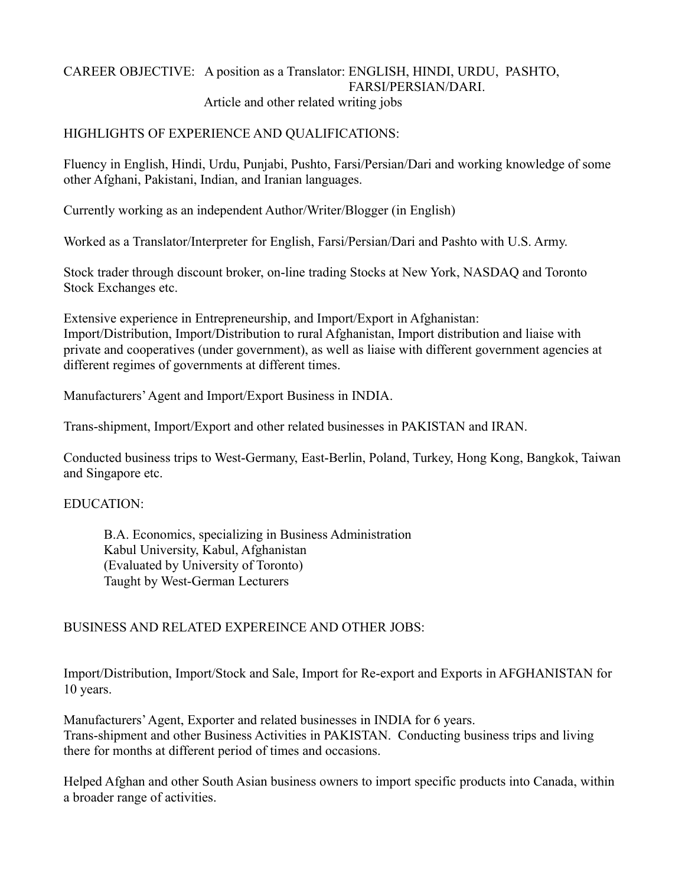CAREER OBJECTIVE: A position as a Translator: ENGLISH, HINDI, URDU, PASHTO, FARSI/PERSIAN/DARI.
Article and other related writing jobs

## HIGHLIGHTS OF EXPERIENCE AND QUALIFICATIONS:

Fluency in English, Hindi, Urdu, Punjabi, Pushto, Farsi/Persian/Dari and working knowledge of some other Afghani, Pakistani, Indian, and Iranian languages.

Currently working as an independent Author/Writer/Blogger (in English)

Worked as a Translator/Interpreter for English, Farsi/Persian/Dari and Pashto with U.S. Army.

Stock trader through discount broker, on-line trading Stocks at New York, NASDAQ and Toronto Stock Exchanges etc.

Extensive experience in Entrepreneurship, and Import/Export in Afghanistan: Import/Distribution, Import/Distribution to rural Afghanistan, Import distribution and liaise with private and cooperatives (under government), as well as liaise with different government agencies at different regimes of governments at different times.

Manufacturers' Agent and Import/Export Business in INDIA.

Trans-shipment, Import/Export and other related businesses in PAKISTAN and IRAN.

Conducted business trips to West-Germany, East-Berlin, Poland, Turkey, Hong Kong, Bangkok, Taiwan and Singapore etc.

## EDUCATION:

B.A. Economics, specializing in Business Administration
Kabul University, Kabul, Afghanistan
(Evaluated by University of Toronto)
Taught by West-German Lecturers

## BUSINESS AND RELATED EXPEREINCE AND OTHER JOBS:

Import/Distribution, Import/Stock and Sale, Import for Re-export and Exports in AFGHANISTAN for 10 years.

Manufacturers' Agent, Exporter and related businesses in INDIA for 6 years.
Trans-shipment and other Business Activities in PAKISTAN. Conducting business trips and living there for months at different period of times and occasions.

Helped Afghan and other South Asian business owners to import specific products into Canada, within a broader range of activities.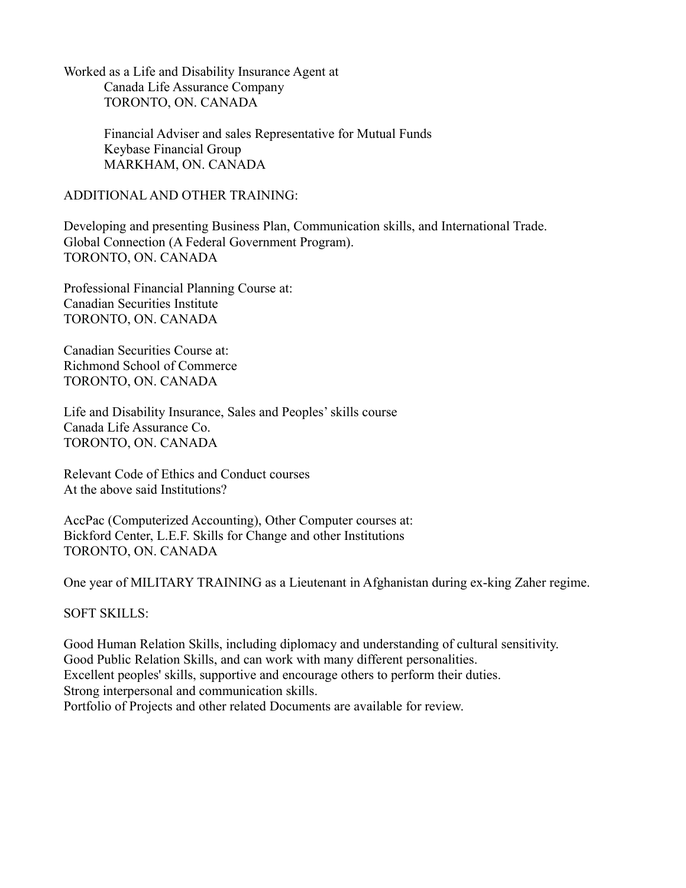Worked as a Life and Disability Insurance Agent at
Canada Life Assurance Company
TORONTO, ON. CANADA

Financial Adviser and sales Representative for Mutual Funds
Keybase Financial Group
MARKHAM, ON. CANADA

ADDITIONAL AND OTHER TRAINING:

Developing and presenting Business Plan, Communication skills, and International Trade.
Global Connection (A Federal Government Program).
TORONTO, ON. CANADA

Professional Financial Planning Course at:
Canadian Securities Institute
TORONTO, ON. CANADA

Canadian Securities Course at:
Richmond School of Commerce
TORONTO, ON. CANADA

Life and Disability Insurance, Sales and Peoples' skills course
Canada Life Assurance Co.
TORONTO, ON. CANADA

Relevant Code of Ethics and Conduct courses
At the above said Institutions?

AccPac (Computerized Accounting), Other Computer courses at:
Bickford Center, L.E.F. Skills for Change and other Institutions
TORONTO, ON. CANADA

One year of MILITARY TRAINING as a Lieutenant in Afghanistan during ex-king Zaher regime.

SOFT SKILLS:

Good Human Relation Skills, including diplomacy and understanding of cultural sensitivity.
Good Public Relation Skills, and can work with many different personalities.
Excellent peoples' skills, supportive and encourage others to perform their duties.
Strong interpersonal and communication skills.
Portfolio of Projects and other related Documents are available for review.